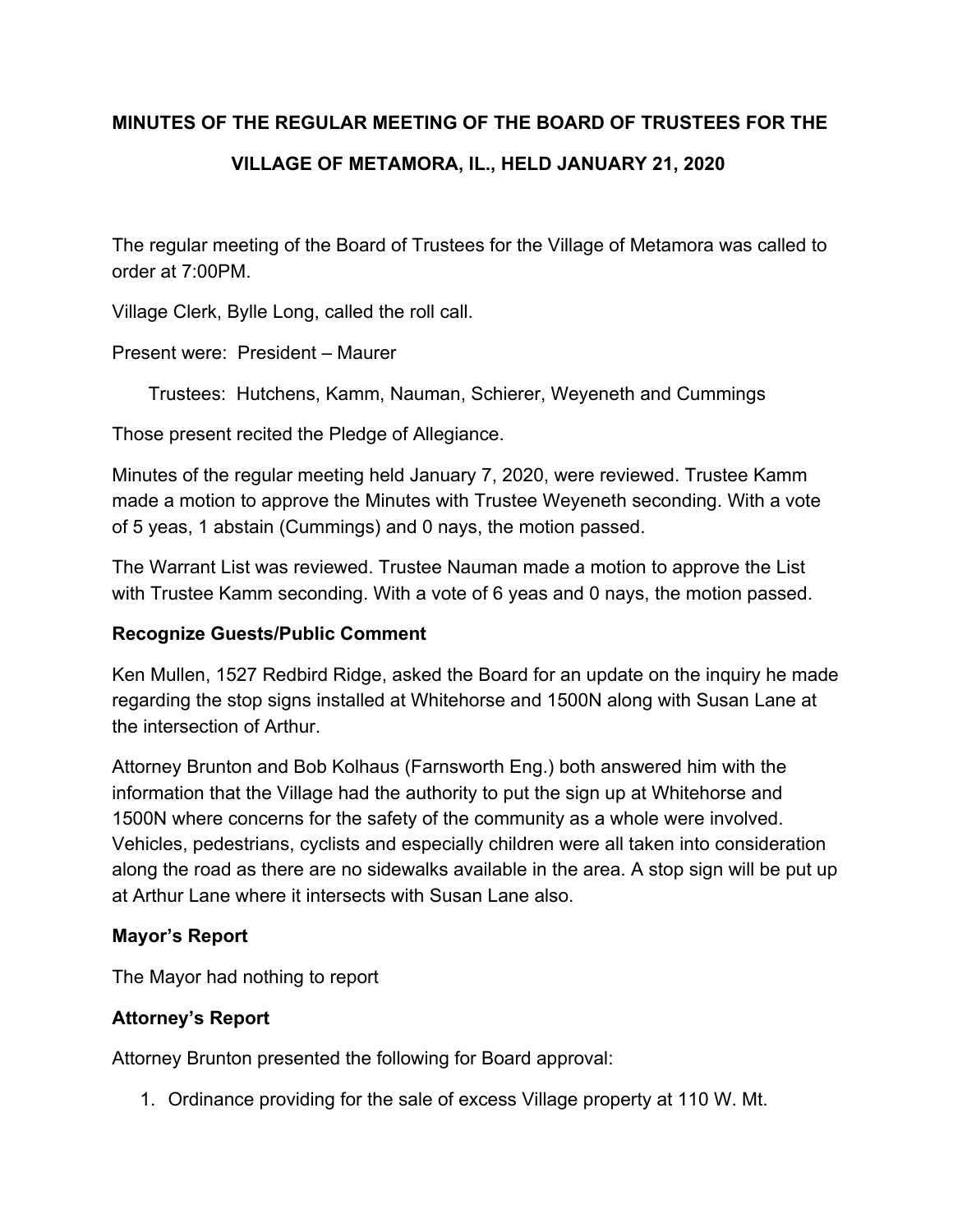# MINUTES OF THE REGULAR MEETING OF THE BOARD OF TRUSTEES FOR THE VILLAGE OF METAMORA, IL., HELD JANUARY 21, 2020

The regular meeting of the Board of Trustees for the Village of Metamora was called to order at 7:00PM.

Village Clerk, Bylle Long, called the roll call.

Present were: President – Maurer

Trustees: Hutchens, Kamm, Nauman, Schierer, Weyeneth and Cummings

Those present recited the Pledge of Allegiance.

Minutes of the regular meeting held January 7, 2020, were reviewed. Trustee Kamm made a motion to approve the Minutes with Trustee Weyeneth seconding. With a vote of 5 yeas, 1 abstain (Cummings) and 0 nays, the motion passed.

The Warrant List was reviewed. Trustee Nauman made a motion to approve the List with Trustee Kamm seconding. With a vote of 6 yeas and 0 nays, the motion passed.

**Recognize Guests/Public Comment**

Ken Mullen, 1527 Redbird Ridge, asked the Board for an update on the inquiry he made regarding the stop signs installed at Whitehorse and 1500N along with Susan Lane at the intersection of Arthur.

Attorney Brunton and Bob Kolhaus (Farnsworth Eng.) both answered him with the information that the Village had the authority to put the sign up at Whitehorse and 1500N where concerns for the safety of the community as a whole were involved. Vehicles, pedestrians, cyclists and especially children were all taken into consideration along the road as there are no sidewalks available in the area. A stop sign will be put up at Arthur Lane where it intersects with Susan Lane also.

**Mayor's Report**

The Mayor had nothing to report

**Attorney's Report**

Attorney Brunton presented the following for Board approval:

1. Ordinance providing for the sale of excess Village property at 110 W. Mt.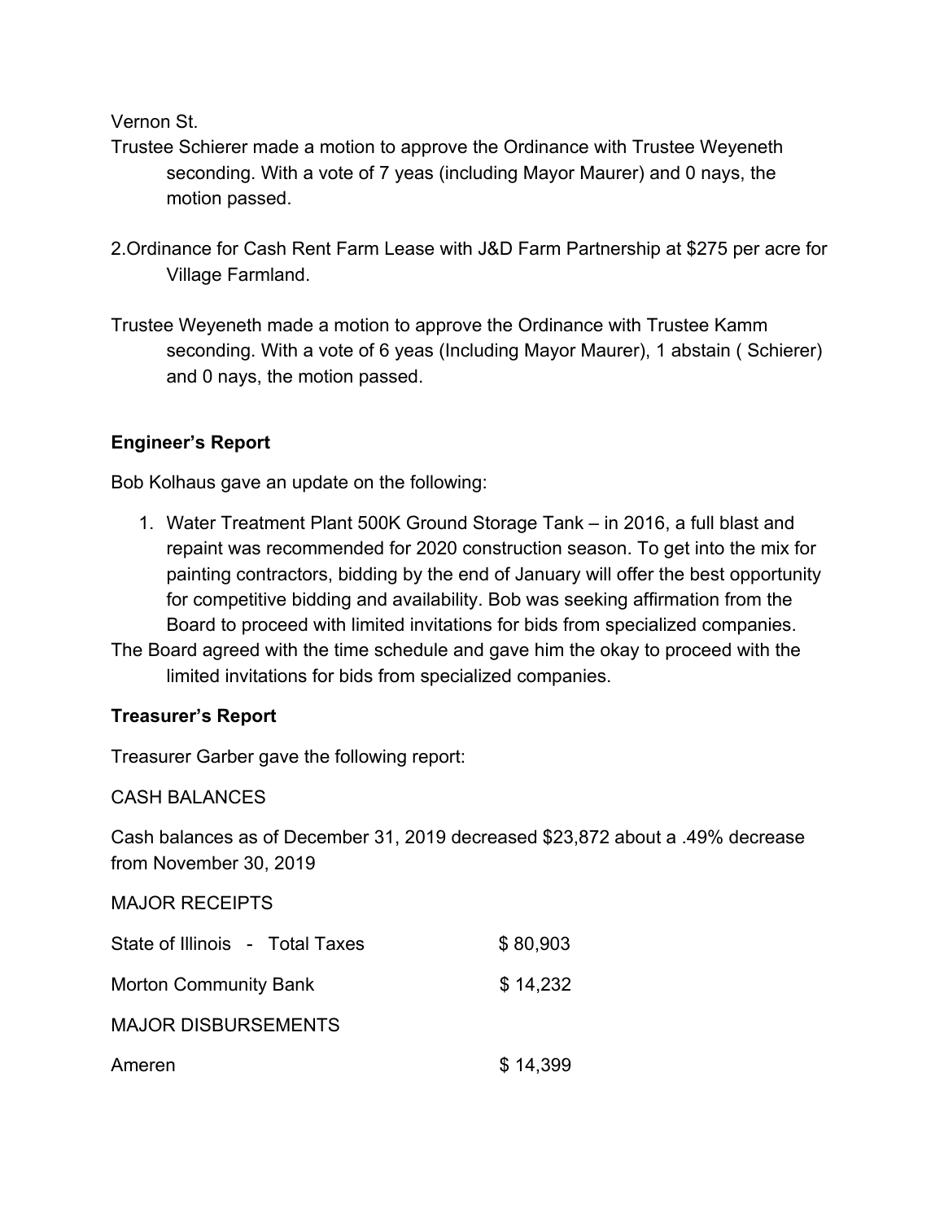Vernon St.

Trustee Schierer made a motion to approve the Ordinance with Trustee Weyeneth seconding. With a vote of 7 yeas (including Mayor Maurer) and 0 nays, the motion passed.

2.Ordinance for Cash Rent Farm Lease with J&D Farm Partnership at $275 per acre for Village Farmland.

Trustee Weyeneth made a motion to approve the Ordinance with Trustee Kamm seconding. With a vote of 6 yeas (Including Mayor Maurer), 1 abstain ( Schierer) and 0 nays, the motion passed.

**Engineer's Report**

Bob Kolhaus gave an update on the following:

1. Water Treatment Plant 500K Ground Storage Tank – in 2016, a full blast and repaint was recommended for 2020 construction season. To get into the mix for painting contractors, bidding by the end of January will offer the best opportunity for competitive bidding and availability. Bob was seeking affirmation from the Board to proceed with limited invitations for bids from specialized companies.

The Board agreed with the time schedule and gave him the okay to proceed with the limited invitations for bids from specialized companies.

**Treasurer's Report**

Treasurer Garber gave the following report:

CASH BALANCES

Cash balances as of December 31, 2019 decreased $23,872 about a .49% decrease from November 30, 2019

MAJOR RECEIPTS

| | |
|---|---|
| State of Illinois - Total Taxes | $ 80,903 |
| Morton Community Bank | $ 14,232 |

MAJOR DISBURSEMENTS

| | |
|---|---|
| Ameren | $ 14,399 |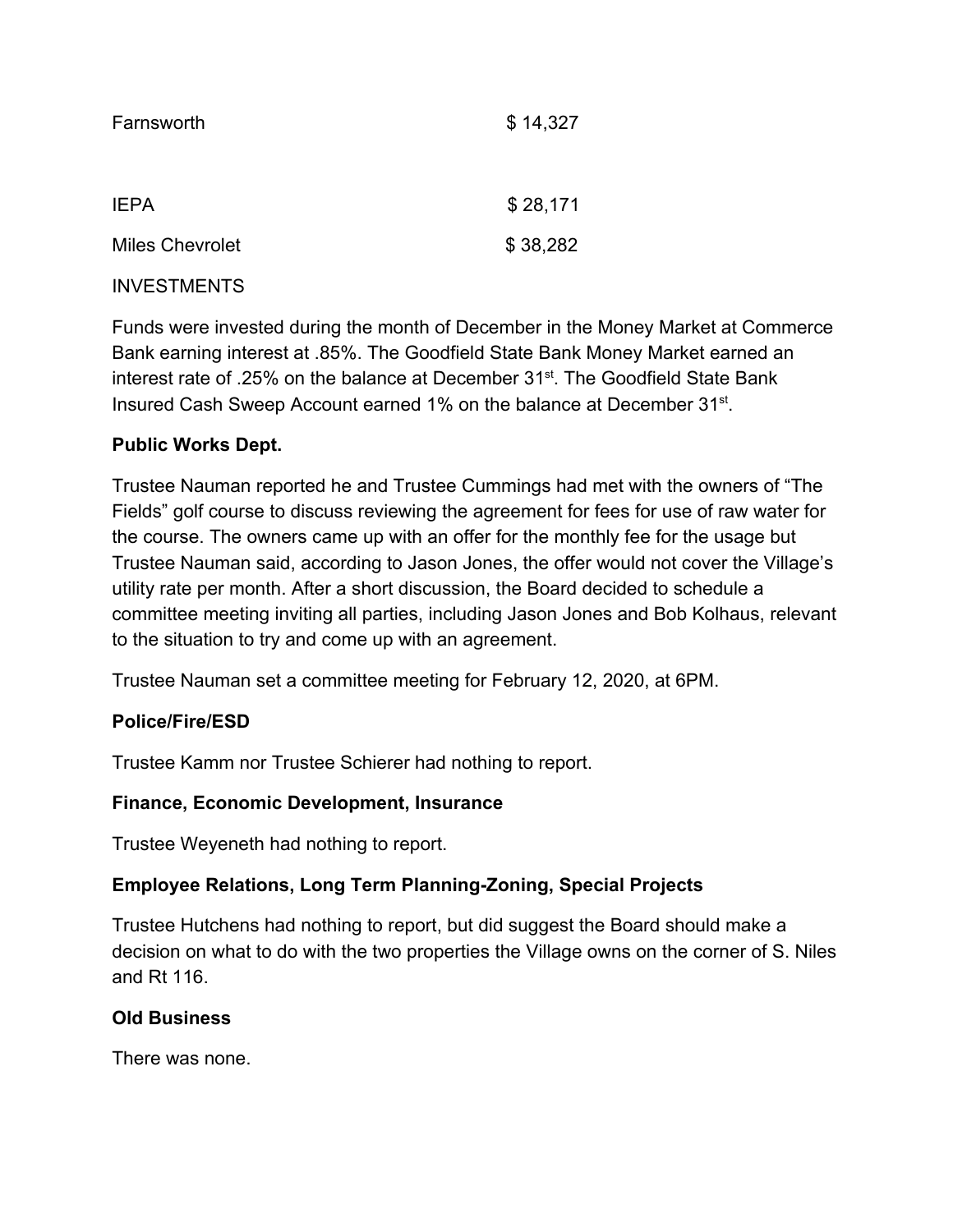| | |
|---|---|
| Farnsworth | $ 14,327 |
| IEPA | $ 28,171 |
| Miles Chevrolet | $ 38,282 |

INVESTMENTS

Funds were invested during the month of December in the Money Market at Commerce Bank earning interest at .85%. The Goodfield State Bank Money Market earned an interest rate of .25% on the balance at December 31st. The Goodfield State Bank Insured Cash Sweep Account earned 1% on the balance at December 31st.

**Public Works Dept.**

Trustee Nauman reported he and Trustee Cummings had met with the owners of "The Fields" golf course to discuss reviewing the agreement for fees for use of raw water for the course. The owners came up with an offer for the monthly fee for the usage but Trustee Nauman said, according to Jason Jones, the offer would not cover the Village's utility rate per month. After a short discussion, the Board decided to schedule a committee meeting inviting all parties, including Jason Jones and Bob Kolhaus, relevant to the situation to try and come up with an agreement.

Trustee Nauman set a committee meeting for February 12, 2020, at 6PM.

**Police/Fire/ESD**

Trustee Kamm nor Trustee Schierer had nothing to report.

**Finance, Economic Development, Insurance**

Trustee Weyeneth had nothing to report.

**Employee Relations, Long Term Planning-Zoning, Special Projects**

Trustee Hutchens had nothing to report, but did suggest the Board should make a decision on what to do with the two properties the Village owns on the corner of S. Niles and Rt 116.

**Old Business**

There was none.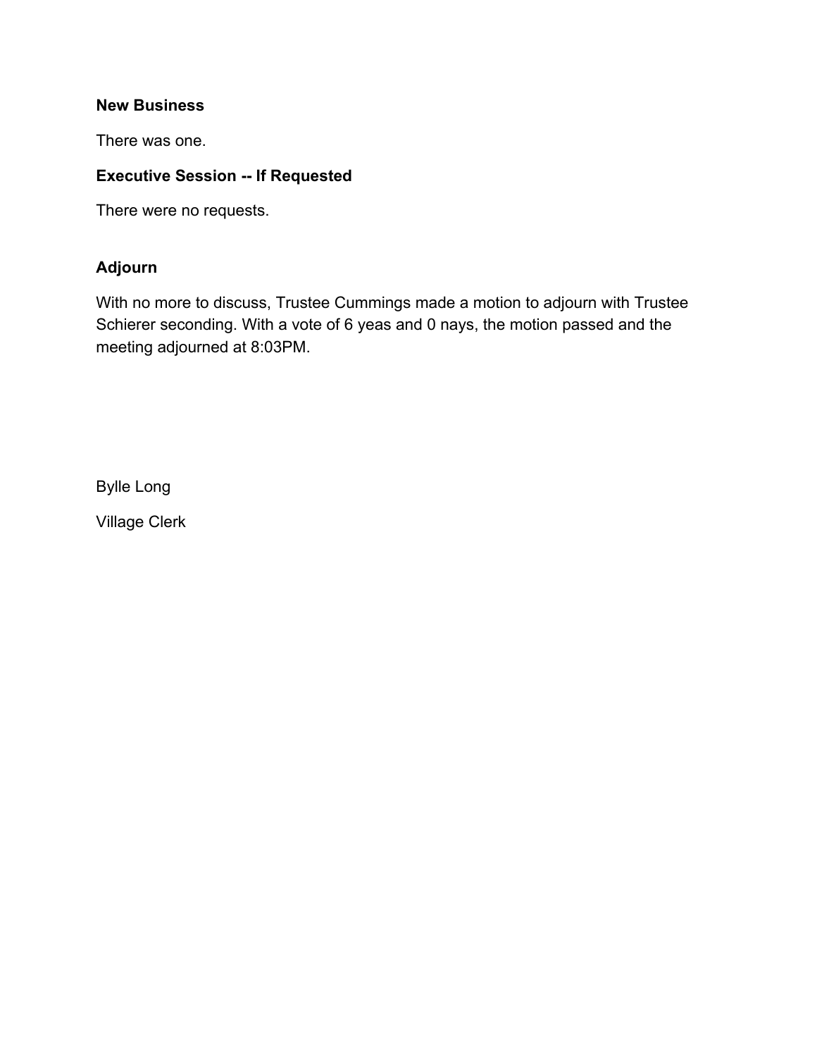**New Business**

There was one.

**Executive Session -- If Requested**

There were no requests.

**Adjourn**

With no more to discuss, Trustee Cummings made a motion to adjourn with Trustee Schierer seconding. With a vote of 6 yeas and 0 nays, the motion passed and the meeting adjourned at 8:03PM.

Bylle Long

Village Clerk